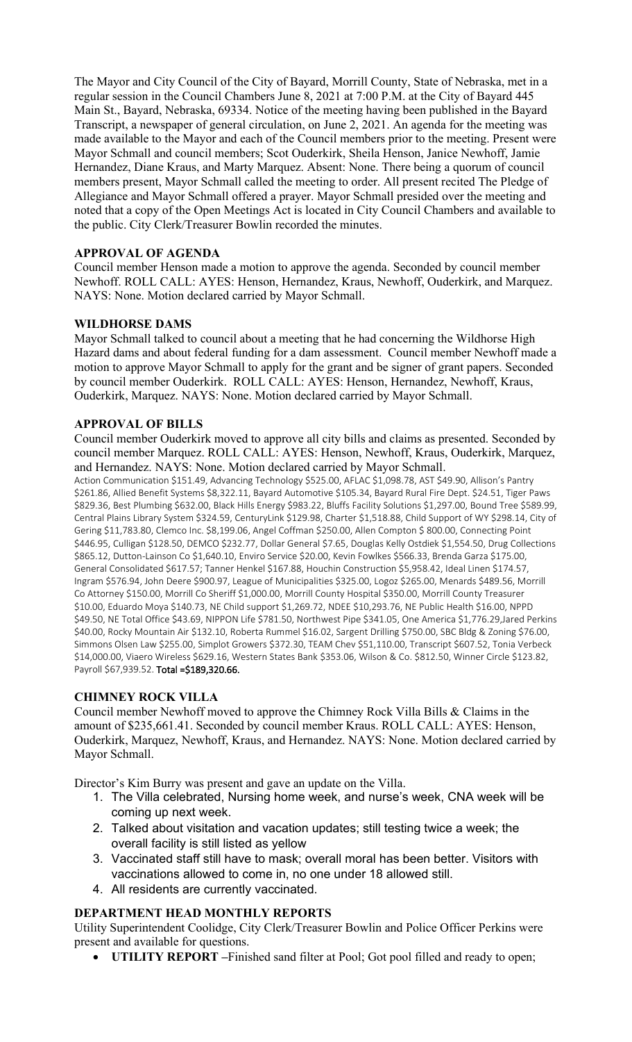The Mayor and City Council of the City of Bayard, Morrill County, State of Nebraska, met in a regular session in the Council Chambers June 8, 2021 at 7:00 P.M. at the City of Bayard 445 Main St., Bayard, Nebraska, 69334. Notice of the meeting having been published in the Bayard Transcript, a newspaper of general circulation, on June 2, 2021. An agenda for the meeting was made available to the Mayor and each of the Council members prior to the meeting. Present were Mayor Schmall and council members; Scot Ouderkirk, Sheila Henson, Janice Newhoff, Jamie Hernandez, Diane Kraus, and Marty Marquez. Absent: None. There being a quorum of council members present, Mayor Schmall called the meeting to order. All present recited The Pledge of Allegiance and Mayor Schmall offered a prayer. Mayor Schmall presided over the meeting and noted that a copy of the Open Meetings Act is located in City Council Chambers and available to the public. City Clerk/Treasurer Bowlin recorded the minutes.

**APPROVAL OF AGENDA**

Council member Henson made a motion to approve the agenda. Seconded by council member Newhoff. ROLL CALL: AYES: Henson, Hernandez, Kraus, Newhoff, Ouderkirk, and Marquez. NAYS: None. Motion declared carried by Mayor Schmall.

**WILDHORSE DAMS**

Mayor Schmall talked to council about a meeting that he had concerning the Wildhorse High Hazard dams and about federal funding for a dam assessment. Council member Newhoff made a motion to approve Mayor Schmall to apply for the grant and be signer of grant papers. Seconded by council member Ouderkirk. ROLL CALL: AYES: Henson, Hernandez, Newhoff, Kraus, Ouderkirk, Marquez. NAYS: None. Motion declared carried by Mayor Schmall.

**APPROVAL OF BILLS**

Council member Ouderkirk moved to approve all city bills and claims as presented. Seconded by council member Marquez. ROLL CALL: AYES: Henson, Newhoff, Kraus, Ouderkirk, Marquez, and Hernandez. NAYS: None. Motion declared carried by Mayor Schmall.

Action Communication $151.49, Advancing Technology $525.00, AFLAC $1,098.78, AST $49.90, Allison's Pantry $261.86, Allied Benefit Systems $8,322.11, Bayard Automotive $105.34, Bayard Rural Fire Dept. $24.51, Tiger Paws $829.36, Best Plumbing $632.00, Black Hills Energy $983.22, Bluffs Facility Solutions $1,297.00, Bound Tree $589.99, Central Plains Library System $324.59, CenturyLink $129.98, Charter $1,518.88, Child Support of WY $298.14, City of Gering $11,783.80, Clemco Inc. $8,199.06, Angel Coffman $250.00, Allen Compton $ 800.00, Connecting Point $446.95, Culligan $128.50, DEMCO $232.77, Dollar General $7.65, Douglas Kelly Ostdiek $1,554.50, Drug Collections $865.12, Dutton-Lainson Co $1,640.10, Enviro Service $20.00, Kevin Fowlkes $566.33, Brenda Garza $175.00, General Consolidated $617.57; Tanner Henkel $167.88, Houchin Construction $5,958.42, Ideal Linen $174.57, Ingram $576.94, John Deere $900.97, League of Municipalities $325.00, Logoz $265.00, Menards $489.56, Morrill Co Attorney $150.00, Morrill Co Sheriff $1,000.00, Morrill County Hospital $350.00, Morrill County Treasurer $10.00, Eduardo Moya $140.73, NE Child support $1,269.72, NDEE $10,293.76, NE Public Health $16.00, NPPD $49.50, NE Total Office $43.69, NIPPON Life $781.50, Northwest Pipe $341.05, One America $1,776.29,Jared Perkins $40.00, Rocky Mountain Air $132.10, Roberta Rummel $16.02, Sargent Drilling $750.00, SBC Bldg & Zoning $76.00, Simmons Olsen Law $255.00, Simplot Growers $372.30, TEAM Chev $51,110.00, Transcript $607.52, Tonia Verbeck $14,000.00, Viaero Wireless $629.16, Western States Bank $353.06, Wilson & Co. $812.50, Winner Circle $123.82, Payroll $67,939.52. **Total =$189,320.66.**

**CHIMNEY ROCK VILLA**

Council member Newhoff moved to approve the Chimney Rock Villa Bills & Claims in the amount of $235,661.41. Seconded by council member Kraus. ROLL CALL: AYES: Henson, Ouderkirk, Marquez, Newhoff, Kraus, and Hernandez. NAYS: None. Motion declared carried by Mayor Schmall.

Director's Kim Burry was present and gave an update on the Villa.

1. The Villa celebrated, Nursing home week, and nurse's week, CNA week will be coming up next week.
2. Talked about visitation and vacation updates; still testing twice a week; the overall facility is still listed as yellow
3. Vaccinated staff still have to mask; overall moral has been better. Visitors with vaccinations allowed to come in, no one under 18 allowed still.
4. All residents are currently vaccinated.

**DEPARTMENT HEAD MONTHLY REPORTS**

Utility Superintendent Coolidge, City Clerk/Treasurer Bowlin and Police Officer Perkins were present and available for questions.

- **UTILITY REPORT** –Finished sand filter at Pool; Got pool filled and ready to open;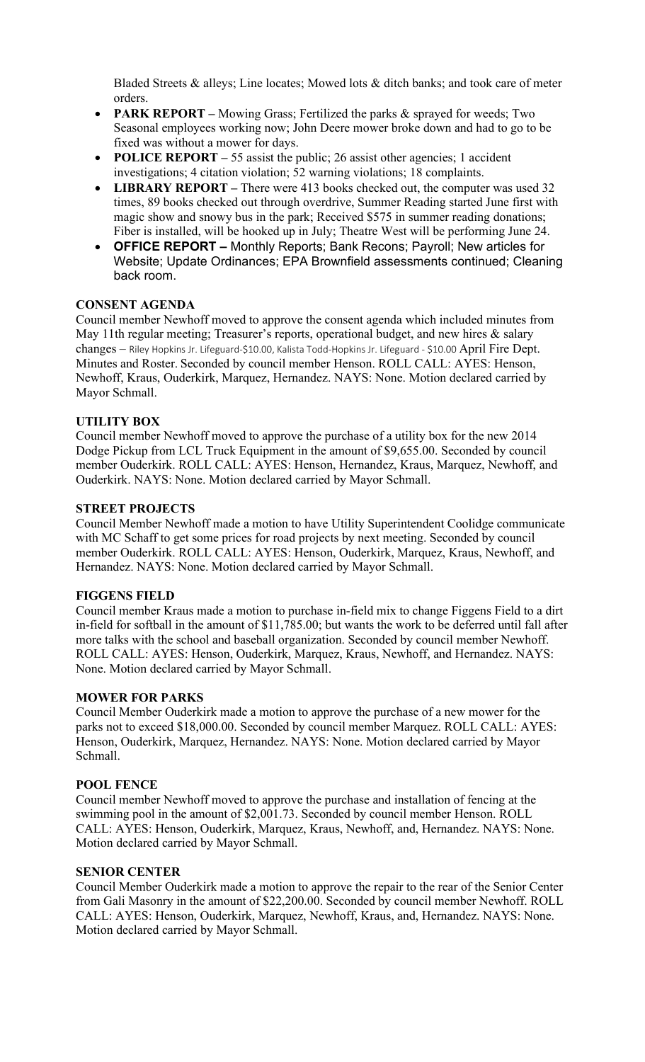Bladed Streets & alleys; Line locates; Mowed lots & ditch banks; and took care of meter orders.

- **PARK REPORT –** Mowing Grass; Fertilized the parks & sprayed for weeds; Two Seasonal employees working now; John Deere mower broke down and had to go to be fixed was without a mower for days.
- **POLICE REPORT –** 55 assist the public; 26 assist other agencies; 1 accident investigations; 4 citation violation; 52 warning violations; 18 complaints.
- **LIBRARY REPORT –** There were 413 books checked out, the computer was used 32 times, 89 books checked out through overdrive, Summer Reading started June first with magic show and snowy bus in the park; Received $575 in summer reading donations; Fiber is installed, will be hooked up in July; Theatre West will be performing June 24.
- **OFFICE REPORT –** Monthly Reports; Bank Recons; Payroll; New articles for Website; Update Ordinances; EPA Brownfield assessments continued; Cleaning back room.

**CONSENT AGENDA**

Council member Newhoff moved to approve the consent agenda which included minutes from May 11th regular meeting; Treasurer's reports, operational budget, and new hires & salary changes – Riley Hopkins Jr. Lifeguard-$10.00, Kalista Todd-Hopkins Jr. Lifeguard - $10.00 April Fire Dept. Minutes and Roster. Seconded by council member Henson. ROLL CALL: AYES: Henson, Newhoff, Kraus, Ouderkirk, Marquez, Hernandez. NAYS: None. Motion declared carried by Mayor Schmall.

**UTILITY BOX**

Council member Newhoff moved to approve the purchase of a utility box for the new 2014 Dodge Pickup from LCL Truck Equipment in the amount of $9,655.00. Seconded by council member Ouderkirk. ROLL CALL: AYES: Henson, Hernandez, Kraus, Marquez, Newhoff, and Ouderkirk. NAYS: None. Motion declared carried by Mayor Schmall.

**STREET PROJECTS**

Council Member Newhoff made a motion to have Utility Superintendent Coolidge communicate with MC Schaff to get some prices for road projects by next meeting. Seconded by council member Ouderkirk. ROLL CALL: AYES: Henson, Ouderkirk, Marquez, Kraus, Newhoff, and Hernandez. NAYS: None. Motion declared carried by Mayor Schmall.

**FIGGENS FIELD**

Council member Kraus made a motion to purchase in-field mix to change Figgens Field to a dirt in-field for softball in the amount of $11,785.00; but wants the work to be deferred until fall after more talks with the school and baseball organization. Seconded by council member Newhoff. ROLL CALL: AYES: Henson, Ouderkirk, Marquez, Kraus, Newhoff, and Hernandez. NAYS: None. Motion declared carried by Mayor Schmall.

**MOWER FOR PARKS**

Council Member Ouderkirk made a motion to approve the purchase of a new mower for the parks not to exceed $18,000.00. Seconded by council member Marquez. ROLL CALL: AYES: Henson, Ouderkirk, Marquez, Hernandez. NAYS: None. Motion declared carried by Mayor Schmall.

**POOL FENCE**

Council member Newhoff moved to approve the purchase and installation of fencing at the swimming pool in the amount of $2,001.73. Seconded by council member Henson. ROLL CALL: AYES: Henson, Ouderkirk, Marquez, Kraus, Newhoff, and, Hernandez. NAYS: None. Motion declared carried by Mayor Schmall.

**SENIOR CENTER**

Council Member Ouderkirk made a motion to approve the repair to the rear of the Senior Center from Gali Masonry in the amount of $22,200.00. Seconded by council member Newhoff. ROLL CALL: AYES: Henson, Ouderkirk, Marquez, Newhoff, Kraus, and, Hernandez. NAYS: None. Motion declared carried by Mayor Schmall.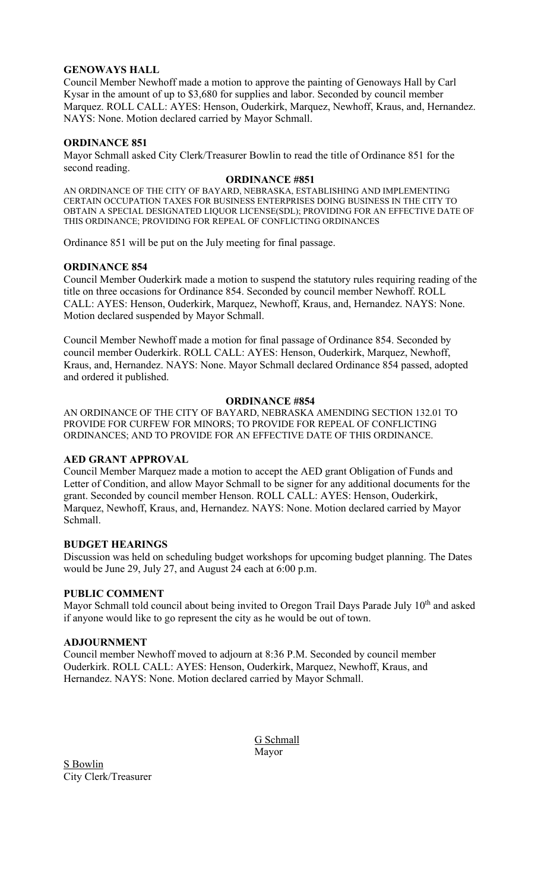**GENOWAYS HALL**

Council Member Newhoff made a motion to approve the painting of Genoways Hall by Carl Kysar in the amount of up to $3,680 for supplies and labor. Seconded by council member Marquez. ROLL CALL: AYES: Henson, Ouderkirk, Marquez, Newhoff, Kraus, and, Hernandez. NAYS: None. Motion declared carried by Mayor Schmall.

**ORDINANCE 851**

Mayor Schmall asked City Clerk/Treasurer Bowlin to read the title of Ordinance 851 for the second reading.

**ORDINANCE #851**

AN ORDINANCE OF THE CITY OF BAYARD, NEBRASKA, ESTABLISHING AND IMPLEMENTING CERTAIN OCCUPATION TAXES FOR BUSINESS ENTERPRISES DOING BUSINESS IN THE CITY TO OBTAIN A SPECIAL DESIGNATED LIQUOR LICENSE(SDL); PROVIDING FOR AN EFFECTIVE DATE OF THIS ORDINANCE; PROVIDING FOR REPEAL OF CONFLICTING ORDINANCES

Ordinance 851 will be put on the July meeting for final passage.

**ORDINANCE 854**

Council Member Ouderkirk made a motion to suspend the statutory rules requiring reading of the title on three occasions for Ordinance 854. Seconded by council member Newhoff. ROLL CALL: AYES: Henson, Ouderkirk, Marquez, Newhoff, Kraus, and, Hernandez. NAYS: None. Motion declared suspended by Mayor Schmall.

Council Member Newhoff made a motion for final passage of Ordinance 854. Seconded by council member Ouderkirk. ROLL CALL: AYES: Henson, Ouderkirk, Marquez, Newhoff, Kraus, and, Hernandez. NAYS: None. Mayor Schmall declared Ordinance 854 passed, adopted and ordered it published.

**ORDINANCE #854**

AN ORDINANCE OF THE CITY OF BAYARD, NEBRASKA AMENDING SECTION 132.01 TO PROVIDE FOR CURFEW FOR MINORS; TO PROVIDE FOR REPEAL OF CONFLICTING ORDINANCES; AND TO PROVIDE FOR AN EFFECTIVE DATE OF THIS ORDINANCE.

**AED GRANT APPROVAL**

Council Member Marquez made a motion to accept the AED grant Obligation of Funds and Letter of Condition, and allow Mayor Schmall to be signer for any additional documents for the grant. Seconded by council member Henson. ROLL CALL: AYES: Henson, Ouderkirk, Marquez, Newhoff, Kraus, and, Hernandez. NAYS: None. Motion declared carried by Mayor Schmall.

**BUDGET HEARINGS**

Discussion was held on scheduling budget workshops for upcoming budget planning. The Dates would be June 29, July 27, and August 24 each at 6:00 p.m.

**PUBLIC COMMENT**

Mayor Schmall told council about being invited to Oregon Trail Days Parade July 10th and asked if anyone would like to go represent the city as he would be out of town.

**ADJOURNMENT**

Council member Newhoff moved to adjourn at 8:36 P.M. Seconded by council member Ouderkirk. ROLL CALL: AYES: Henson, Ouderkirk, Marquez, Newhoff, Kraus, and Hernandez. NAYS: None. Motion declared carried by Mayor Schmall.

G Schmall
Mayor

S Bowlin
City Clerk/Treasurer